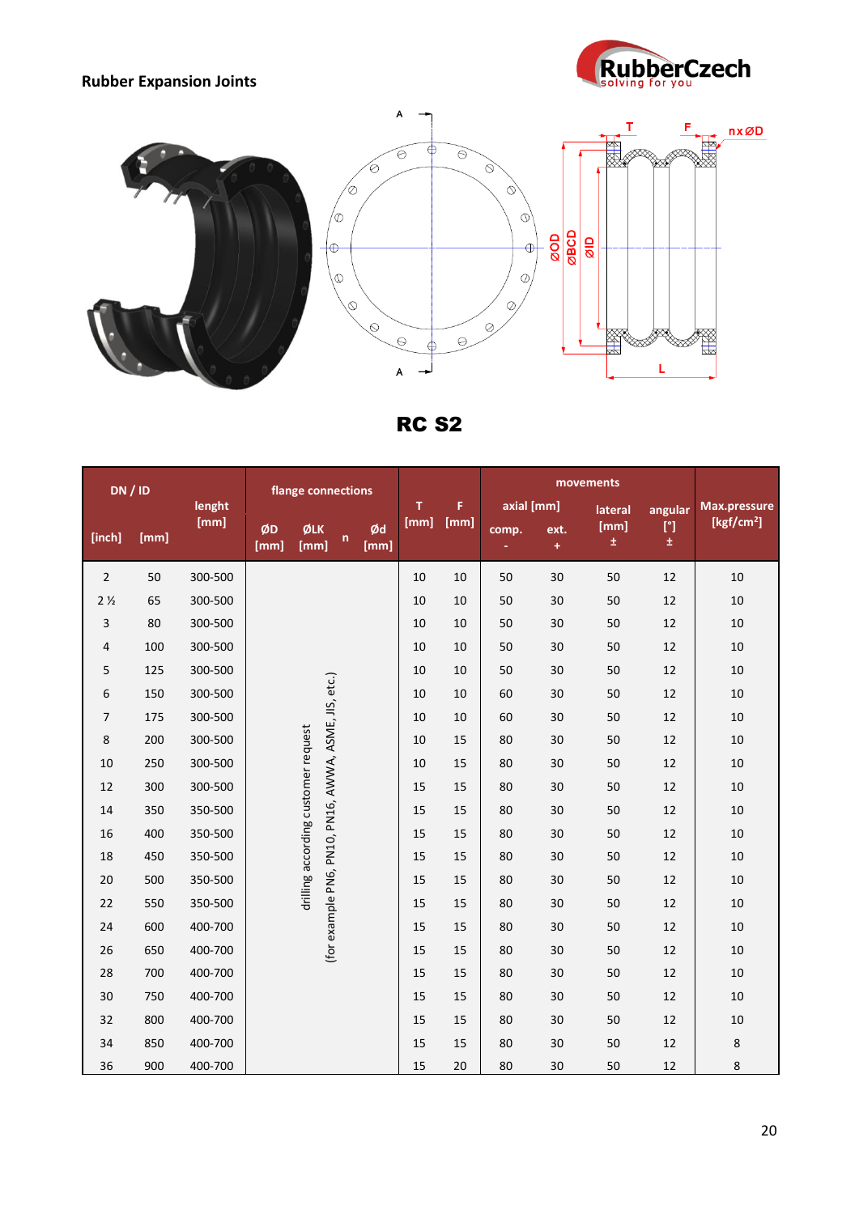**Rubber Expansion Joints**

# RC S2

| DN / ID | | lenght [mm] | flange connections | | | | T [mm] | F [mm] | movements | | | | Max.pressure [kgf/cm²] |
|---|---|---|---|---|---|---|---|---|---|---|---|---|---|
| | | | | | | | | | axial [mm] | | lateral [mm] | angular [°] | |
| [inch] | [mm] | | ØD [mm] | ØLK [mm] | n | Ød [mm] | | | comp. - | ext. + | ± | ± | |
| 2 | 50 | 300-500 | drilling according customer request (for example PN6, PN10, PN16, AWWA, ASME, JIS, etc.) | | | | 10 | 10 | 50 | 30 | 50 | 12 | 10 |
| 2 ½ | 65 | 300-500 | | | | | 10 | 10 | 50 | 30 | 50 | 12 | 10 |
| 3 | 80 | 300-500 | | | | | 10 | 10 | 50 | 30 | 50 | 12 | 10 |
| 4 | 100 | 300-500 | | | | | 10 | 10 | 50 | 30 | 50 | 12 | 10 |
| 5 | 125 | 300-500 | | | | | 10 | 10 | 50 | 30 | 50 | 12 | 10 |
| 6 | 150 | 300-500 | | | | | 10 | 10 | 60 | 30 | 50 | 12 | 10 |
| 7 | 175 | 300-500 | | | | | 10 | 10 | 60 | 30 | 50 | 12 | 10 |
| 8 | 200 | 300-500 | | | | | 10 | 15 | 80 | 30 | 50 | 12 | 10 |
| 10 | 250 | 300-500 | | | | | 10 | 15 | 80 | 30 | 50 | 12 | 10 |
| 12 | 300 | 300-500 | | | | | 15 | 15 | 80 | 30 | 50 | 12 | 10 |
| 14 | 350 | 350-500 | | | | | 15 | 15 | 80 | 30 | 50 | 12 | 10 |
| 16 | 400 | 350-500 | | | | | 15 | 15 | 80 | 30 | 50 | 12 | 10 |
| 18 | 450 | 350-500 | | | | | 15 | 15 | 80 | 30 | 50 | 12 | 10 |
| 20 | 500 | 350-500 | | | | | 15 | 15 | 80 | 30 | 50 | 12 | 10 |
| 22 | 550 | 350-500 | | | | | 15 | 15 | 80 | 30 | 50 | 12 | 10 |
| 24 | 600 | 400-700 | | | | | 15 | 15 | 80 | 30 | 50 | 12 | 10 |
| 26 | 650 | 400-700 | | | | | 15 | 15 | 80 | 30 | 50 | 12 | 10 |
| 28 | 700 | 400-700 | | | | | 15 | 15 | 80 | 30 | 50 | 12 | 10 |
| 30 | 750 | 400-700 | | | | | 15 | 15 | 80 | 30 | 50 | 12 | 10 |
| 32 | 800 | 400-700 | | | | | 15 | 15 | 80 | 30 | 50 | 12 | 10 |
| 34 | 850 | 400-700 | | | | | 15 | 15 | 80 | 30 | 50 | 12 | 8 |
| 36 | 900 | 400-700 | | | | | 15 | 20 | 80 | 30 | 50 | 12 | 8 |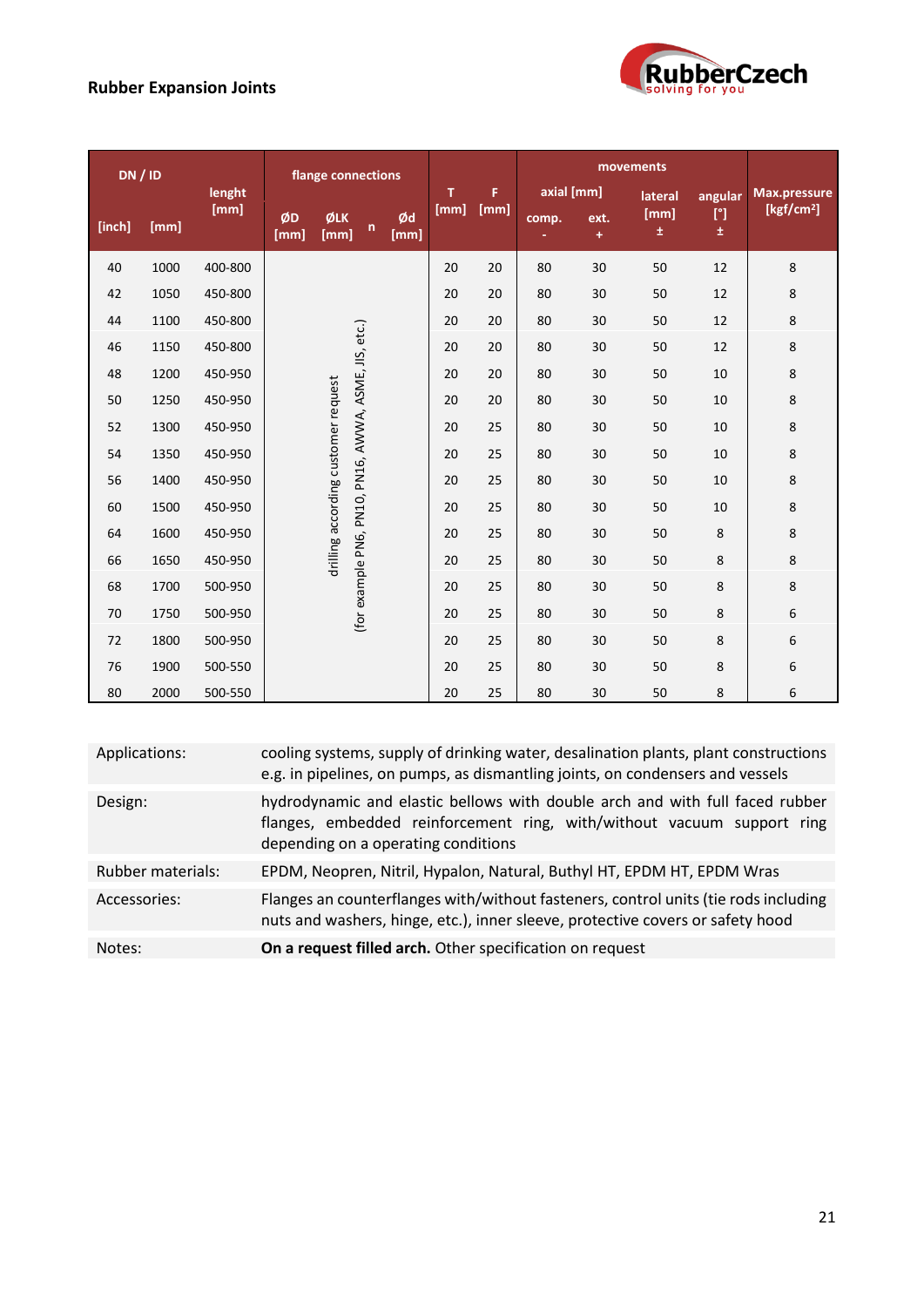## Rubber Expansion Joints

| DN / ID | | lenght [mm] | flange connections | | | | T [mm] | F [mm] | movements | | | | Max.pressure [kgf/cm²] |
|---|---|---|---|---|---|---|---|---|---|---|---|---|---|
| | | | | | | | | | axial [mm] | | lateral [mm] | angular [°] | |
| [inch] | [mm] | | ØD [mm] | ØLK [mm] | n | Ød [mm] | | | comp. - | ext. + | ± | ± | |
| 40 | 1000 | 400-800 | drilling according customer request (for example PN6, PN10, PN16, AWWA, ASME, JIS, etc.) | | | | 20 | 20 | 80 | 30 | 50 | 12 | 8 |
| 42 | 1050 | 450-800 | | | | | 20 | 20 | 80 | 30 | 50 | 12 | 8 |
| 44 | 1100 | 450-800 | | | | | 20 | 20 | 80 | 30 | 50 | 12 | 8 |
| 46 | 1150 | 450-800 | | | | | 20 | 20 | 80 | 30 | 50 | 12 | 8 |
| 48 | 1200 | 450-950 | | | | | 20 | 20 | 80 | 30 | 50 | 10 | 8 |
| 50 | 1250 | 450-950 | | | | | 20 | 20 | 80 | 30 | 50 | 10 | 8 |
| 52 | 1300 | 450-950 | | | | | 20 | 25 | 80 | 30 | 50 | 10 | 8 |
| 54 | 1350 | 450-950 | | | | | 20 | 25 | 80 | 30 | 50 | 10 | 8 |
| 56 | 1400 | 450-950 | | | | | 20 | 25 | 80 | 30 | 50 | 10 | 8 |
| 60 | 1500 | 450-950 | | | | | 20 | 25 | 80 | 30 | 50 | 10 | 8 |
| 64 | 1600 | 450-950 | | | | | 20 | 25 | 80 | 30 | 50 | 8 | 8 |
| 66 | 1650 | 450-950 | | | | | 20 | 25 | 80 | 30 | 50 | 8 | 8 |
| 68 | 1700 | 500-950 | | | | | 20 | 25 | 80 | 30 | 50 | 8 | 8 |
| 70 | 1750 | 500-950 | | | | | 20 | 25 | 80 | 30 | 50 | 8 | 6 |
| 72 | 1800 | 500-950 | | | | | 20 | 25 | 80 | 30 | 50 | 8 | 6 |
| 76 | 1900 | 500-550 | | | | | 20 | 25 | 80 | 30 | 50 | 8 | 6 |
| 80 | 2000 | 500-550 | | | | | 20 | 25 | 80 | 30 | 50 | 8 | 6 |

| | |
|---|---|
| Applications: | cooling systems, supply of drinking water, desalination plants, plant constructions e.g. in pipelines, on pumps, as dismantling joints, on condensers and vessels |
| Design: | hydrodynamic and elastic bellows with double arch and with full faced rubber flanges, embedded reinforcement ring, with/without vacuum support ring depending on a operating conditions |
| Rubber materials: | EPDM, Neopren, Nitril, Hypalon, Natural, Buthyl HT, EPDM HT, EPDM Wras |
| Accessories: | Flanges an counterflanges with/without fasteners, control units (tie rods including nuts and washers, hinge, etc.), inner sleeve, protective covers or safety hood |
| Notes: | **On a request filled arch.** Other specification on request |